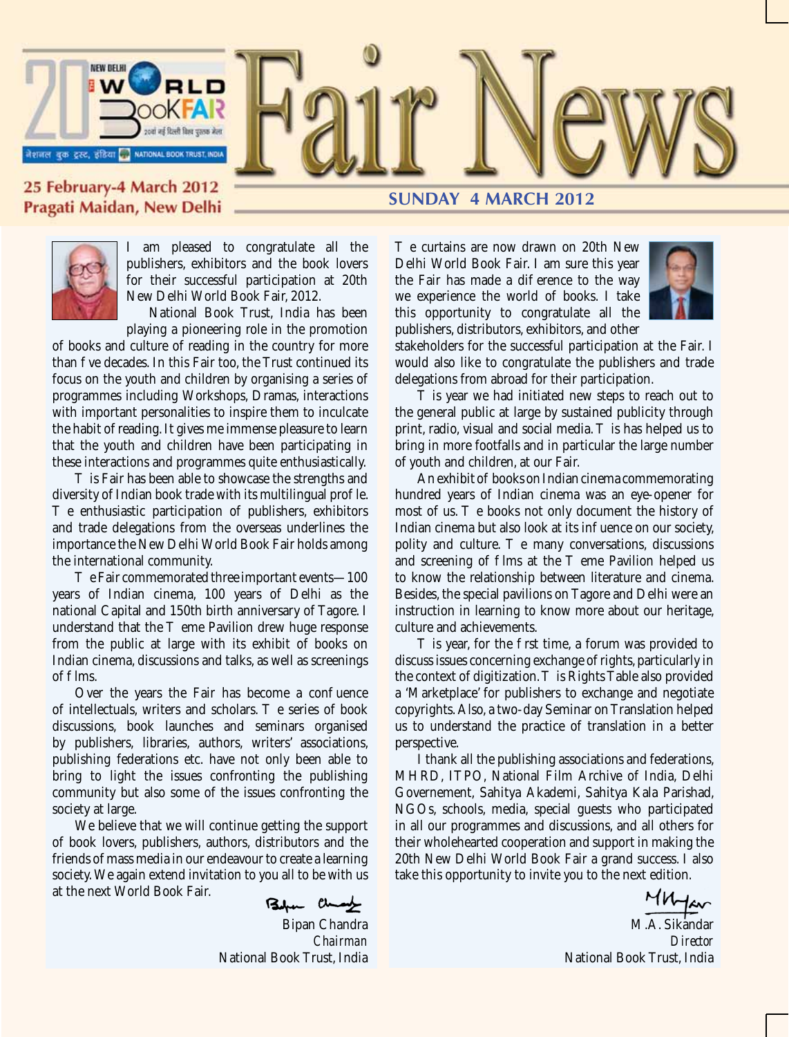# Fair News

**20th New Delhi World Book Fair**

**25 February-4 March 2012**
**Pragati Maidan, New Delhi**

**SUNDAY 4 MARCH 2012**

I am pleased to congratulate all the publishers, exhibitors and the book lovers for their successful participation at 20th New Delhi World Book Fair, 2012.

National Book Trust, India has been playing a pioneering role in the promotion of books and culture of reading in the country for more than f ve decades. In this Fair too, the Trust continued its focus on the youth and children by organising a series of programmes including Workshops, Dramas, interactions with important personalities to inspire them to inculcate the habit of reading. It gives me immense pleasure to learn that the youth and children have been participating in these interactions and programmes quite enthusiastically.

T is Fair has been able to showcase the strengths and diversity of Indian book trade with its multilingual prof le. T e enthusiastic participation of publishers, exhibitors and trade delegations from the overseas underlines the importance the New Delhi World Book Fair holds among the international community.

T e Fair commemorated three important events—100 years of Indian cinema, 100 years of Delhi as the national Capital and 150th birth anniversary of Tagore. I understand that the T eme Pavilion drew huge response from the public at large with its exhibit of books on Indian cinema, discussions and talks, as well as screenings of f lms.

Over the years the Fair has become a conf uence of intellectuals, writers and scholars. T e series of book discussions, book launches and seminars organised by publishers, libraries, authors, writers' associations, publishing federations etc. have not only been able to bring to light the issues confronting the publishing community but also some of the issues confronting the society at large.

We believe that we will continue getting the support of book lovers, publishers, authors, distributors and the friends of mass media in our endeavour to create a learning society. We again extend invitation to you all to be with us at the next World Book Fair.

Bipan Chandra
*Chairman*
National Book Trust, India

T e curtains are now drawn on 20th New Delhi World Book Fair. I am sure this year the Fair has made a dif erence to the way we experience the world of books. I take this opportunity to congratulate all the publishers, distributors, exhibitors, and other stakeholders for the successful participation at the Fair. I would also like to congratulate the publishers and trade delegations from abroad for their participation.

T is year we had initiated new steps to reach out to the general public at large by sustained publicity through print, radio, visual and social media. T is has helped us to bring in more footfalls and in particular the large number of youth and children, at our Fair.

An exhibit of books on Indian cinema commemorating hundred years of Indian cinema was an eye-opener for most of us. T e books not only document the history of Indian cinema but also look at its inf uence on our society, polity and culture. T e many conversations, discussions and screening of f lms at the T eme Pavilion helped us to know the relationship between literature and cinema. Besides, the special pavilions on Tagore and Delhi were an instruction in learning to know more about our heritage, culture and achievements.

T is year, for the f rst time, a forum was provided to discuss issues concerning exchange of rights, particularly in the context of digitization. T is Rights Table also provided a 'Marketplace' for publishers to exchange and negotiate copyrights. Also, a two-day Seminar on Translation helped us to understand the practice of translation in a better perspective.

I thank all the publishing associations and federations, MHRD, ITPO, National Film Archive of India, Delhi Governement, Sahitya Akademi, Sahitya Kala Parishad, NGOs, schools, media, special guests who participated in all our programmes and discussions, and all others for their wholehearted cooperation and support in making the 20th New Delhi World Book Fair a grand success. I also take this opportunity to invite you to the next edition.

M.A. Sikandar
*Director*
National Book Trust, India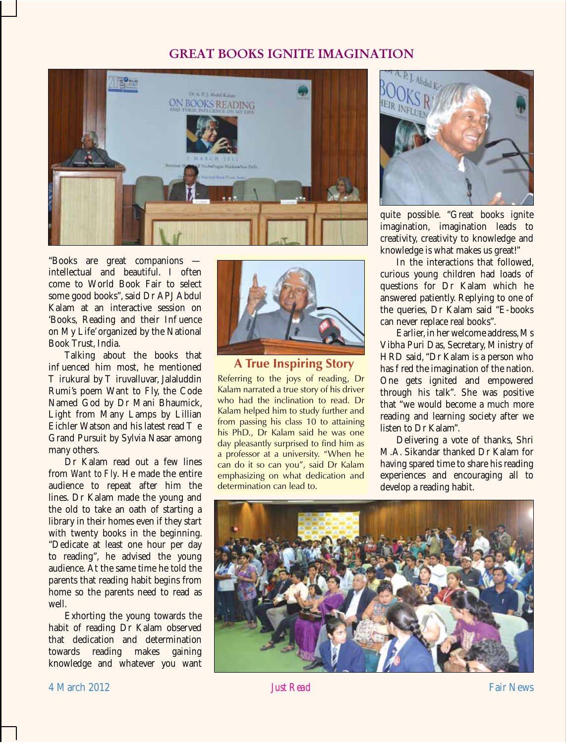# GREAT BOOKS IGNITE IMAGINATION

"Books are great companions — intellectual and beautiful. I often come to World Book Fair to select some good books", said Dr APJ Abdul Kalam at an interactive session on 'Books, Reading and their Influence on My Life' organized by the National Book Trust, India.

Talking about the books that influenced him most, he mentioned Tirukural by Tiruvalluvar, Jalaluddin Rumi's poem Want to Fly, the Code Named God by Dr Mani Bhaumick, Light from Many Lamps by Lillian Eichler Watson and his latest read The Grand Pursuit by Sylvia Nasar among many others.

Dr Kalam read out a few lines from *Want to Fly*. He made the entire audience to repeat after him the lines. Dr Kalam made the young and the old to take an oath of starting a library in their homes even if they start with twenty books in the beginning. "Dedicate at least one hour per day to reading", he advised the young audience. At the same time he told the parents that reading habit begins from home so the parents need to read as well.

Exhorting the young towards the habit of reading Dr Kalam observed that dedication and determination towards reading makes gaining knowledge and whatever you want quite possible. "Great books ignite imagination, imagination leads to creativity, creativity to knowledge and knowledge is what makes us great!"

In the interactions that followed, curious young children had loads of questions for Dr Kalam which he answered patiently. Replying to one of the queries, Dr Kalam said "E-books can never replace real books".

Earlier, in her welcome address, Ms Vibha Puri Das, Secretary, Ministry of HRD said, "Dr Kalam is a person who has fired the imagination of the nation. One gets ignited and empowered through his talk". She was positive that "we would become a much more reading and learning society after we listen to Dr Kalam".

Delivering a vote of thanks, Shri M.A. Sikandar thanked Dr Kalam for having spared time to share his reading experiences and encouraging all to develop a reading habit.

## A True Inspiring Story

Referring to the joys of reading, Dr Kalam narrated a true story of his driver who had the inclination to read. Dr Kalam helped him to study further and from passing his class 10 to attaining his PhD., Dr Kalam said he was one day pleasantly surprised to find him as a professor at a university. "When he can do it so can you", said Dr Kalam emphasizing on what dedication and determination can lead to.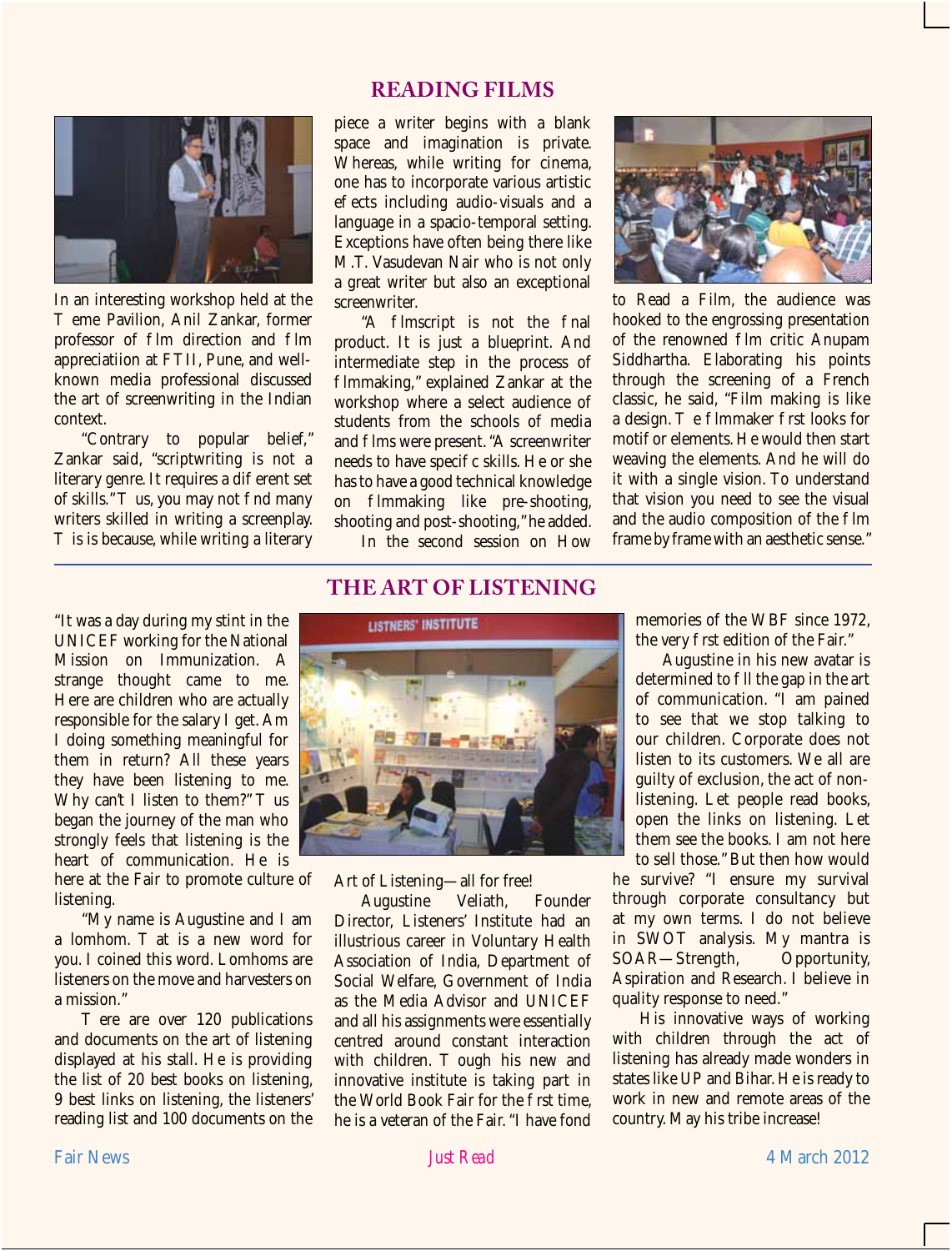## READING FILMS

In an interesting workshop held at the Theme Pavilion, Anil Zankar, former professor of film direction and film appreciatiion at FTII, Pune, and well-known media professional discussed the art of screenwriting in the Indian context.

"Contrary to popular belief," Zankar said, "scriptwriting is not a literary genre. It requires a different set of skills." Thus, you may not find many writers skilled in writing a screenplay. This is because, while writing a literary piece a writer begins with a blank space and imagination is private. Whereas, while writing for cinema, one has to incorporate various artistic effects including audio-visuals and a language in a spacio-temporal setting. Exceptions have often being there like M.T. Vasudevan Nair who is not only a great writer but also an exceptional screenwriter.

"A filmscript is not the final product. It is just a blueprint. And intermediate step in the process of filmmaking," explained Zankar at the workshop where a select audience of students from the schools of media and films were present. "A screenwriter needs to have specific skills. He or she has to have a good technical knowledge on filmmaking like pre-shooting, shooting and post-shooting," he added.

In the second session on How to Read a Film, the audience was hooked to the engrossing presentation of the renowned film critic Anupam Siddhartha. Elaborating his points through the screening of a French classic, he said, "Film making is like a design. The filmmaker first looks for motif or elements. He would then start weaving the elements. And he will do it with a single vision. To understand that vision you need to see the visual and the audio composition of the film frame by frame with an aesthetic sense."

## THE ART OF LISTENING

"It was a day during my stint in the UNICEF working for the National Mission on Immunization. A strange thought came to me. Here are children who are actually responsible for the salary I get. Am I doing something meaningful for them in return? All these years they have been listening to me. Why can't I listen to them?" Thus began the journey of the man who strongly feels that listening is the heart of communication. He is here at the Fair to promote culture of listening.

"My name is Augustine and I am a lomhom. That is a new word for you. I coined this word. Lomhoms are listeners on the move and harvesters on a mission."

There are over 120 publications and documents on the art of listening displayed at his stall. He is providing the list of 20 best books on listening, 9 best links on listening, the listeners' reading list and 100 documents on the Art of Listening—all for free!

Augustine Veliath, Founder Director, Listeners' Institute had an illustrious career in Voluntary Health Association of India, Department of Social Welfare, Government of India as the Media Advisor and UNICEF and all his assignments were essentially centred around constant interaction with children. Though his new and innovative institute is taking part in the World Book Fair for the first time, he is a veteran of the Fair. "I have fond memories of the WBF since 1972, the very first edition of the Fair."

Augustine in his new avatar is determined to fill the gap in the art of communication. "I am pained to see that we stop talking to our children. Corporate does not listen to its customers. We all are guilty of exclusion, the act of non-listening. Let people read books, open the links on listening. Let them see the books. I am not here to sell those." But then how would he survive? "I ensure my survival through corporate consultancy but at my own terms. I do not believe in SWOT analysis. My mantra is SOAR—Strength, Opportunity, Aspiration and Research. I believe in quality response to need."

His innovative ways of working with children through the act of listening has already made wonders in states like UP and Bihar. He is ready to work in new and remote areas of the country. May his tribe increase!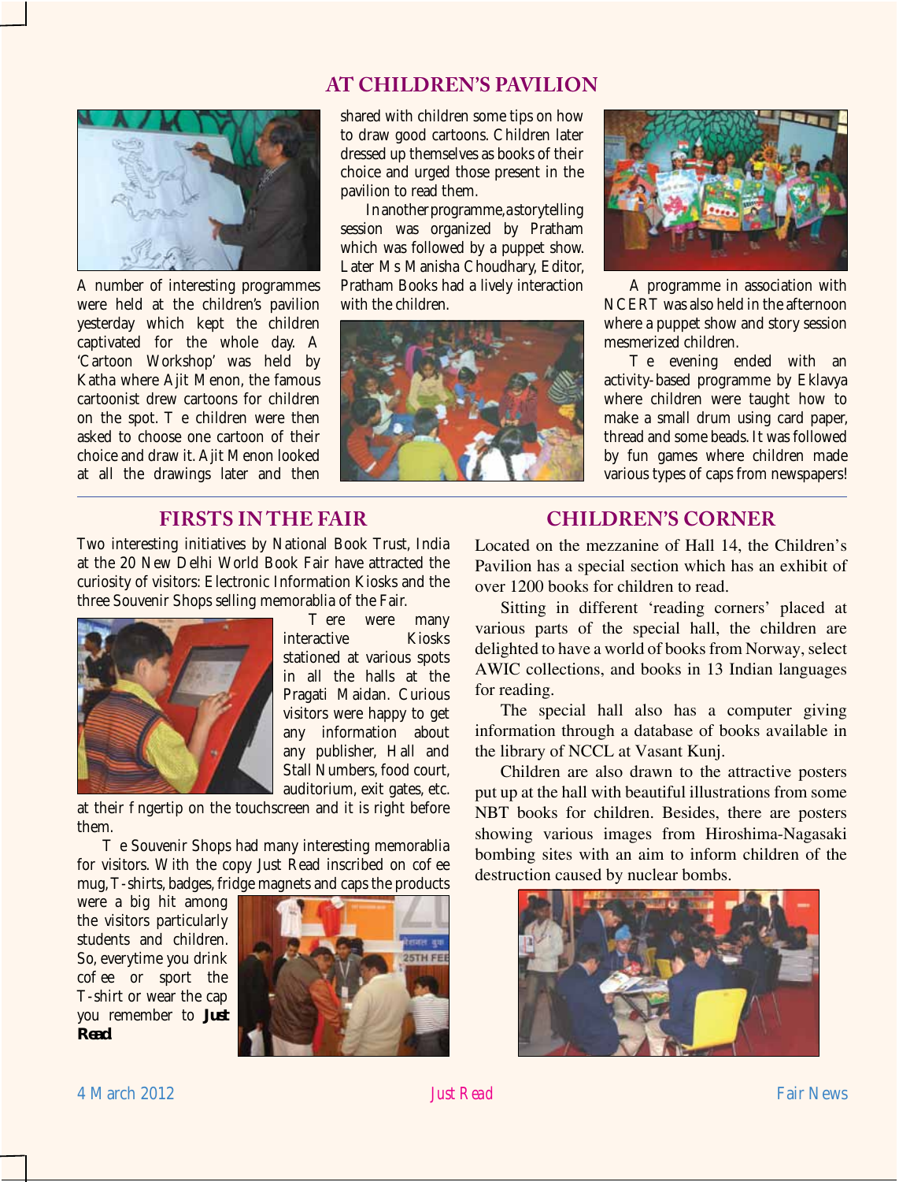## AT CHILDREN'S PAVILION

A number of interesting programmes were held at the children's pavilion yesterday which kept the children captivated for the whole day. A 'Cartoon Workshop' was held by Katha where Ajit Menon, the famous cartoonist drew cartoons for children on the spot. The children were then asked to choose one cartoon of their choice and draw it. Ajit Menon looked at all the drawings later and then shared with children some tips on how to draw good cartoons. Children later dressed up themselves as books of their choice and urged those present in the pavilion to read them.

In another programme, a storytelling session was organized by Pratham which was followed by a puppet show. Later Ms Manisha Choudhary, Editor, Pratham Books had a lively interaction with the children.

A programme in association with NCERT was also held in the afternoon where a puppet show and story session mesmerized children.

The evening ended with an activity-based programme by Eklavya where children were taught how to make a small drum using card paper, thread and some beads. It was followed by fun games where children made various types of caps from newspapers!

## FIRSTS IN THE FAIR

Two interesting initiatives by National Book Trust, India at the 20 New Delhi World Book Fair have attracted the curiosity of visitors: Electronic Information Kiosks and the three Souvenir Shops selling memorabilia of the Fair.

There were many interactive Kiosks stationed at various spots in all the halls at the Pragati Maidan. Curious visitors were happy to get any information about any publisher, Hall and Stall Numbers, food court, auditorium, exit gates, etc. at their fingertip on the touchscreen and it is right before them.

The Souvenir Shops had many interesting memorablia for visitors. With the copy Just Read inscribed on coffee mug, T-shirts, badges, fridge magnets and caps the products were a big hit among the visitors particularly students and children. So, everytime you drink coffee or sport the T-shirt or wear the cap you remember to ***Just Read***

## CHILDREN'S CORNER

Located on the mezzanine of Hall 14, the Children's Pavilion has a special section which has an exhibit of over 1200 books for children to read.

Sitting in different 'reading corners' placed at various parts of the special hall, the children are delighted to have a world of books from Norway, select AWIC collections, and books in 13 Indian languages for reading.

The special hall also has a computer giving information through a database of books available in the library of NCCL at Vasant Kunj.

Children are also drawn to the attractive posters put up at the hall with beautiful illustrations from some NBT books for children. Besides, there are posters showing various images from Hiroshima-Nagasaki bombing sites with an aim to inform children of the destruction caused by nuclear bombs.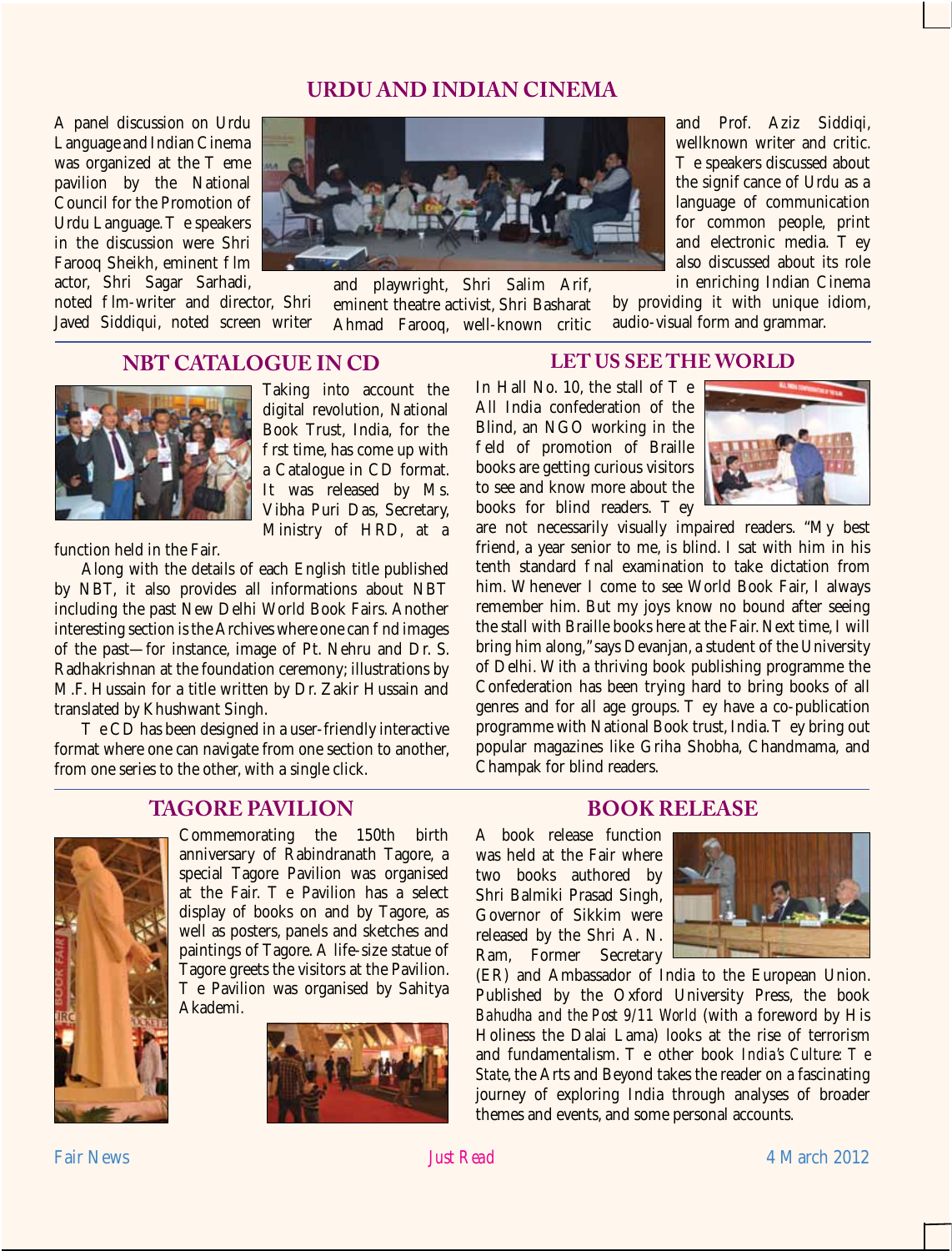## URDU AND INDIAN CINEMA

A panel discussion on Urdu Language and Indian Cinema was organized at the Theme pavilion by the National Council for the Promotion of Urdu Language. The speakers in the discussion were Shri Farooq Sheikh, eminent film actor, Shri Sagar Sarhadi, noted film-writer and director, Shri Javed Siddiqui, noted screen writer and playwright, Shri Salim Arif, eminent theatre activist, Shri Basharat Ahmad Farooq, well-known critic and Prof. Aziz Siddiqi, wellknown writer and critic. The speakers discussed about the significance of Urdu as a language of communication for common people, print and electronic media. They also discussed about its role in enriching Indian Cinema by providing it with unique idiom, audio-visual form and grammar.

## NBT CATALOGUE IN CD

Taking into account the digital revolution, National Book Trust, India, for the first time, has come up with a Catalogue in CD format. It was released by Ms. Vibha Puri Das, Secretary, Ministry of HRD, at a function held in the Fair.

Along with the details of each English title published by NBT, it also provides all informations about NBT including the past New Delhi World Book Fairs. Another interesting section is the Archives where one can find images of the past—for instance, image of Pt. Nehru and Dr. S. Radhakrishnan at the foundation ceremony; illustrations by M.F. Hussain for a title written by Dr. Zakir Hussain and translated by Khushwant Singh.

The CD has been designed in a user-friendly interactive format where one can navigate from one section to another, from one series to the other, with a single click.

## LET US SEE THE WORLD

In Hall No. 10, the stall of The All India confederation of the Blind, an NGO working in the field of promotion of Braille books are getting curious visitors to see and know more about the books for blind readers. They are not necessarily visually impaired readers. "My best friend, a year senior to me, is blind. I sat with him in his tenth standard final examination to take dictation from him. Whenever I come to see World Book Fair, I always remember him. But my joys know no bound after seeing the stall with Braille books here at the Fair. Next time, I will bring him along," says Devanjan, a student of the University of Delhi. With a thriving book publishing programme the Confederation has been trying hard to bring books of all genres and for all age groups. They have a co-publication programme with National Book trust, India. They bring out popular magazines like Griha Shobha, Chandmama, and Champak for blind readers.

## TAGORE PAVILION

Commemorating the 150th birth anniversary of Rabindranath Tagore, a special Tagore Pavilion was organised at the Fair. The Pavilion has a select display of books on and by Tagore, as well as posters, panels and sketches and paintings of Tagore. A life-size statue of Tagore greets the visitors at the Pavilion. The Pavilion was organised by Sahitya Akademi.

## BOOK RELEASE

A book release function was held at the Fair where two books authored by Shri Balmiki Prasad Singh, Governor of Sikkim were released by the Shri A. N. Ram, Former Secretary (ER) and Ambassador of India to the European Union. Published by the Oxford University Press, the book *Bahudha and the Post 9/11 World* (with a foreword by His Holiness the Dalai Lama) looks at the rise of terrorism and fundamentalism. The other book *India's Culture: The State, the Arts and Beyond* takes the reader on a fascinating journey of exploring India through analyses of broader themes and events, and some personal accounts.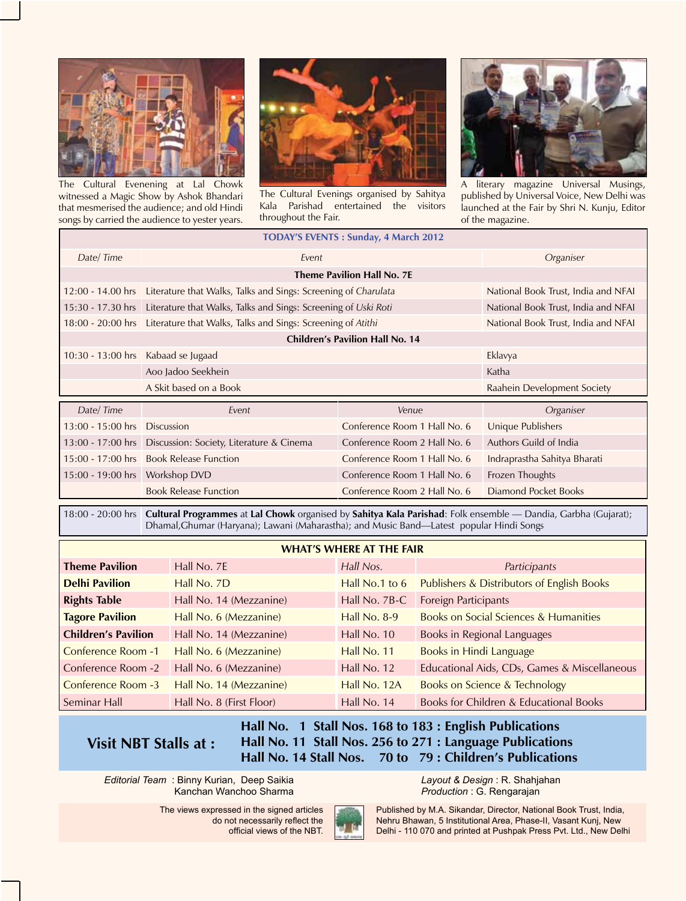The Cultural Evenening at Lal Chowk witnessed a Magic Show by Ashok Bhandari that mesmerised the audience; and old Hindi songs by carried the audience to yester years.

The Cultural Evenings organised by Sahitya Kala Parishad entertained the visitors throughout the Fair.

A literary magazine Universal Musings, published by Universal Voice, New Delhi was launched at the Fair by Shri N. Kunju, Editor of the magazine.

## TODAY'S EVENTS : Sunday, 4 March 2012

| Date/ Time | Event | Organiser |
|---|---|---|
| | **Theme Pavilion Hall No. 7E** | |
| 12:00 - 14.00 hrs | Literature that Walks, Talks and Sings: Screening of *Charulata* | National Book Trust, India and NFAI |
| 15:30 - 17.30 hrs | Literature that Walks, Talks and Sings: Screening of *Uski Roti* | National Book Trust, India and NFAI |
| 18:00 - 20:00 hrs | Literature that Walks, Talks and Sings: Screening of *Atithi* | National Book Trust, India and NFAI |
| | **Children's Pavilion Hall No. 14** | |
| 10:30 - 13:00 hrs | Kabaad se Jugaad | Eklavya |
| | Aoo Jadoo Seekhein | Katha |
| | A Skit based on a Book | Raahein Development Society |

| Date/ Time | Event | Venue | Organiser |
|---|---|---|---|
| 13:00 - 15:00 hrs | Discussion | Conference Room 1 Hall No. 6 | Unique Publishers |
| 13:00 - 17:00 hrs | Discussion: Society, Literature & Cinema | Conference Room 2 Hall No. 6 | Authors Guild of India |
| 15:00 - 17:00 hrs | Book Release Function | Conference Room 1 Hall No. 6 | Indraprastha Sahitya Bharati |
| 15:00 - 19:00 hrs | Workshop DVD | Conference Room 1 Hall No. 6 | Frozen Thoughts |
| | Book Release Function | Conference Room 2 Hall No. 6 | Diamond Pocket Books |

| | |
|---|---|
| 18:00 - 20:00 hrs | **Cultural Programmes** at **Lal Chowk** organised by **Sahitya Kala Parishad**: Folk ensemble — Dandia, Garbha (Gujarat); Dhamal,Ghumar (Haryana); Lawani (Maharastha); and Music Band—Latest popular Hindi Songs |

## WHAT'S WHERE AT THE FAIR

| | | *Hall Nos.* | *Participants* |
|---|---|---|---|
| **Theme Pavilion** | Hall No. 7E | Hall No.1 to 6 | Publishers & Distributors of English Books |
| **Delhi Pavilion** | Hall No. 7D | Hall No. 7B-C | Foreign Participants |
| **Rights Table** | Hall No. 14 (Mezzanine) | Hall No. 8-9 | Books on Social Sciences & Humanities |
| **Tagore Pavilion** | Hall No. 6 (Mezzanine) | Hall No. 10 | Books in Regional Languages |
| **Children's Pavilion** | Hall No. 14 (Mezzanine) | Hall No. 11 | Books in Hindi Language |
| Conference Room -1 | Hall No. 6 (Mezzanine) | Hall No. 12 | Educational Aids, CDs, Games & Miscellaneous |
| Conference Room -2 | Hall No. 6 (Mezzanine) | Hall No. 12A | Books on Science & Technology |
| Conference Room -3 | Hall No. 14 (Mezzanine) | Hall No. 14 | Books for Children & Educational Books |
| Seminar Hall | Hall No. 8 (First Floor) | | |

**Visit NBT Stalls at :**

**Hall No. 1 Stall Nos. 168 to 183 : English Publications**
**Hall No. 11 Stall Nos. 256 to 271 : Language Publications**
**Hall No. 14 Stall Nos. 70 to 79 : Children's Publications**

*Editorial Team* : Binny Kurian, Deep Saikia, Kanchan Wanchoo Sharma

*Layout & Design* : R. Shahjahan
*Production* : G. Rengarajan

The views expressed in the signed articles do not necessarily reflect the official views of the NBT.

Published by M.A. Sikandar, Director, National Book Trust, India, Nehru Bhawan, 5 Institutional Area, Phase-II, Vasant Kunj, New Delhi - 110 070 and printed at Pushpak Press Pvt. Ltd., New Delhi